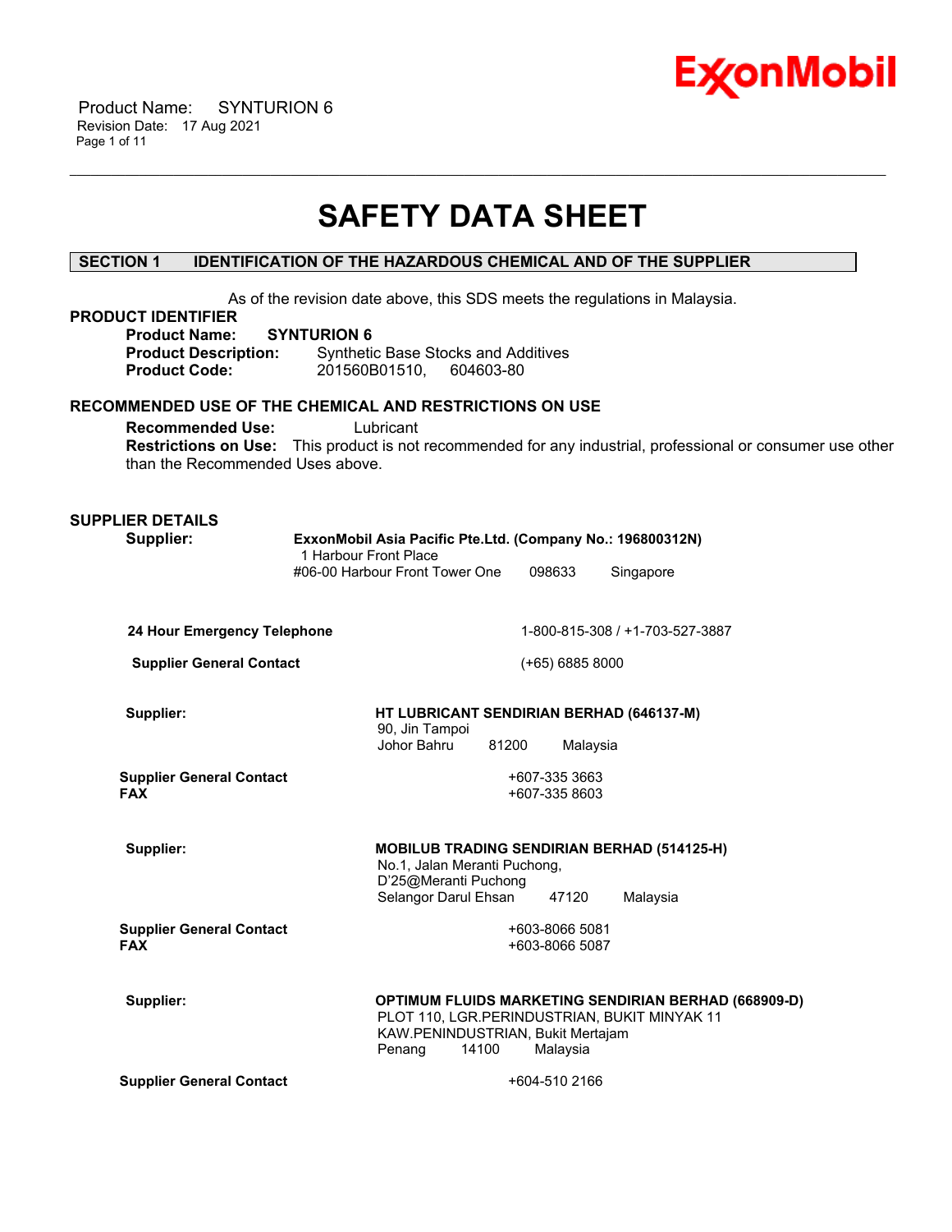# SAFETY DATA SHEET

## SECTION 1 IDENTIFICATION OF THE HAZARDOUS CHEMICAL AND OF THE SUPPLIER

As of the revision date above, this SDS meets the regulations in Malaysia.

### PRODUCT IDENTIFIER

**Product Name:** **SYNTURION 6**
**Product Description:** Synthetic Base Stocks and Additives
**Product Code:** 201560B01510, 604603-80

### RECOMMENDED USE OF THE CHEMICAL AND RESTRICTIONS ON USE

**Recommended Use:** Lubricant
**Restrictions on Use:** This product is not recommended for any industrial, professional or consumer use other than the Recommended Uses above.

### SUPPLIER DETAILS

**Supplier:** **ExxonMobil Asia Pacific Pte.Ltd. (Company No.: 196800312N)**
1 Harbour Front Place
#06-00 Harbour Front Tower One 098633 Singapore

**24 Hour Emergency Telephone** 1-800-815-308 / +1-703-527-3887

**Supplier General Contact** (+65) 6885 8000

**Supplier:** **HT LUBRICANT SENDIRIAN BERHAD (646137-M)**
90, Jin Tampoi
Johor Bahru 81200 Malaysia

**Supplier General Contact** +607-335 3663
**FAX** +607-335 8603

**Supplier:** **MOBILUB TRADING SENDIRIAN BERHAD (514125-H)**
No.1, Jalan Meranti Puchong,
D'25@Meranti Puchong
Selangor Darul Ehsan 47120 Malaysia

**Supplier General Contact** +603-8066 5081
**FAX** +603-8066 5087

**Supplier:** **OPTIMUM FLUIDS MARKETING SENDIRIAN BERHAD (668909-D)**
PLOT 110, LGR.PERINDUSTRIAN, BUKIT MINYAK 11
KAW.PENINDUSTRIAN, Bukit Mertajam
Penang 14100 Malaysia

**Supplier General Contact** +604-510 2166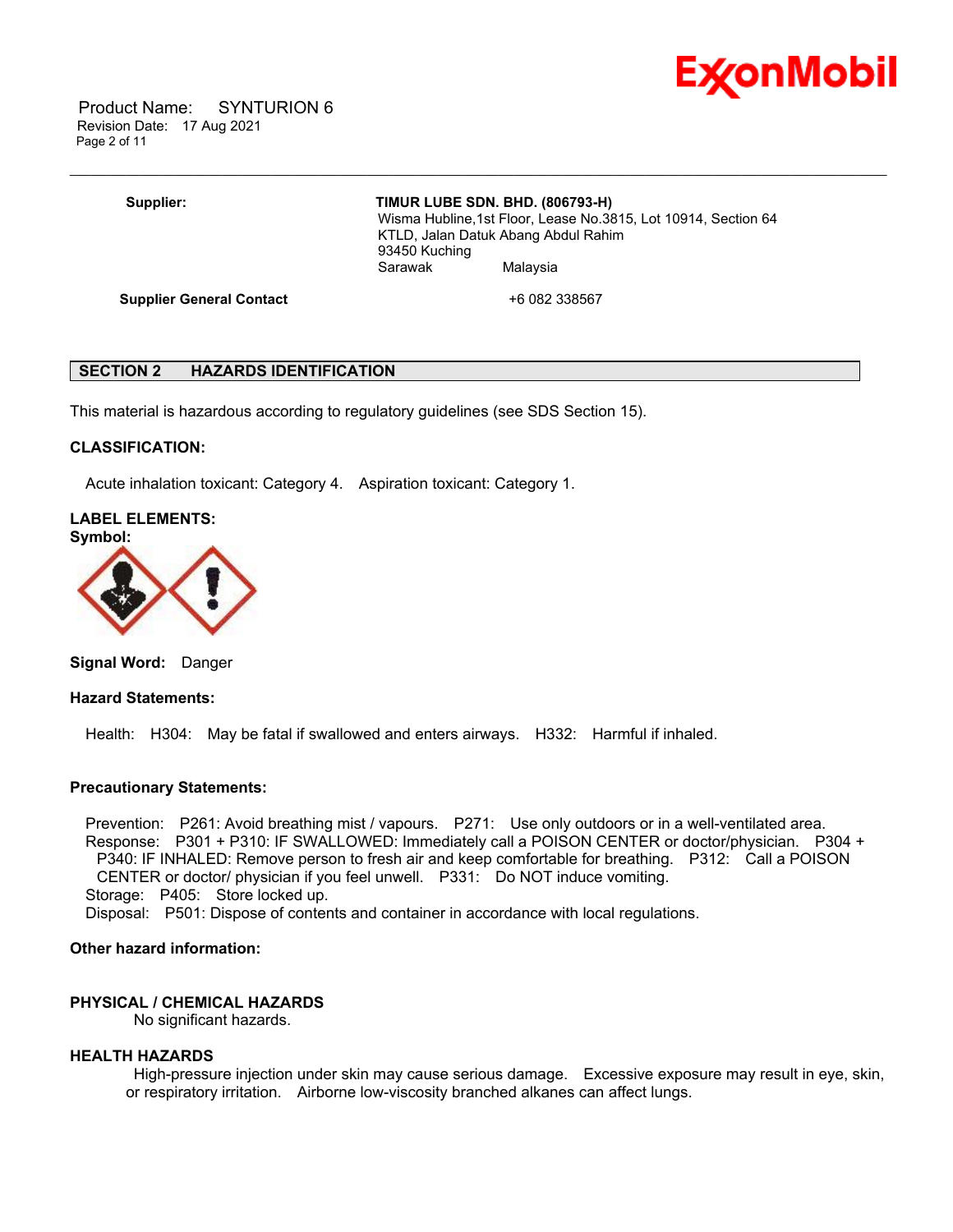**Supplier:** **TIMUR LUBE SDN. BHD. (806793-H)**
Wisma Hubline,1st Floor, Lease No.3815, Lot 10914, Section 64
KTLD, Jalan Datuk Abang Abdul Rahim
93450 Kuching
Sarawak Malaysia

**Supplier General Contact** +6 082 338567

## SECTION 2 HAZARDS IDENTIFICATION

This material is hazardous according to regulatory guidelines (see SDS Section 15).

**CLASSIFICATION:**

Acute inhalation toxicant: Category 4. Aspiration toxicant: Category 1.

**LABEL ELEMENTS:**
**Symbol:**

**Signal Word:** Danger

**Hazard Statements:**

Health: H304: May be fatal if swallowed and enters airways. H332: Harmful if inhaled.

**Precautionary Statements:**

Prevention: P261: Avoid breathing mist / vapours. P271: Use only outdoors or in a well-ventilated area.
Response: P301 + P310: IF SWALLOWED: Immediately call a POISON CENTER or doctor/physician. P304 + P340: IF INHALED: Remove person to fresh air and keep comfortable for breathing. P312: Call a POISON CENTER or doctor/ physician if you feel unwell. P331: Do NOT induce vomiting.
Storage: P405: Store locked up.
Disposal: P501: Dispose of contents and container in accordance with local regulations.

**Other hazard information:**

**PHYSICAL / CHEMICAL HAZARDS**
No significant hazards.

**HEALTH HAZARDS**
High-pressure injection under skin may cause serious damage. Excessive exposure may result in eye, skin, or respiratory irritation. Airborne low-viscosity branched alkanes can affect lungs.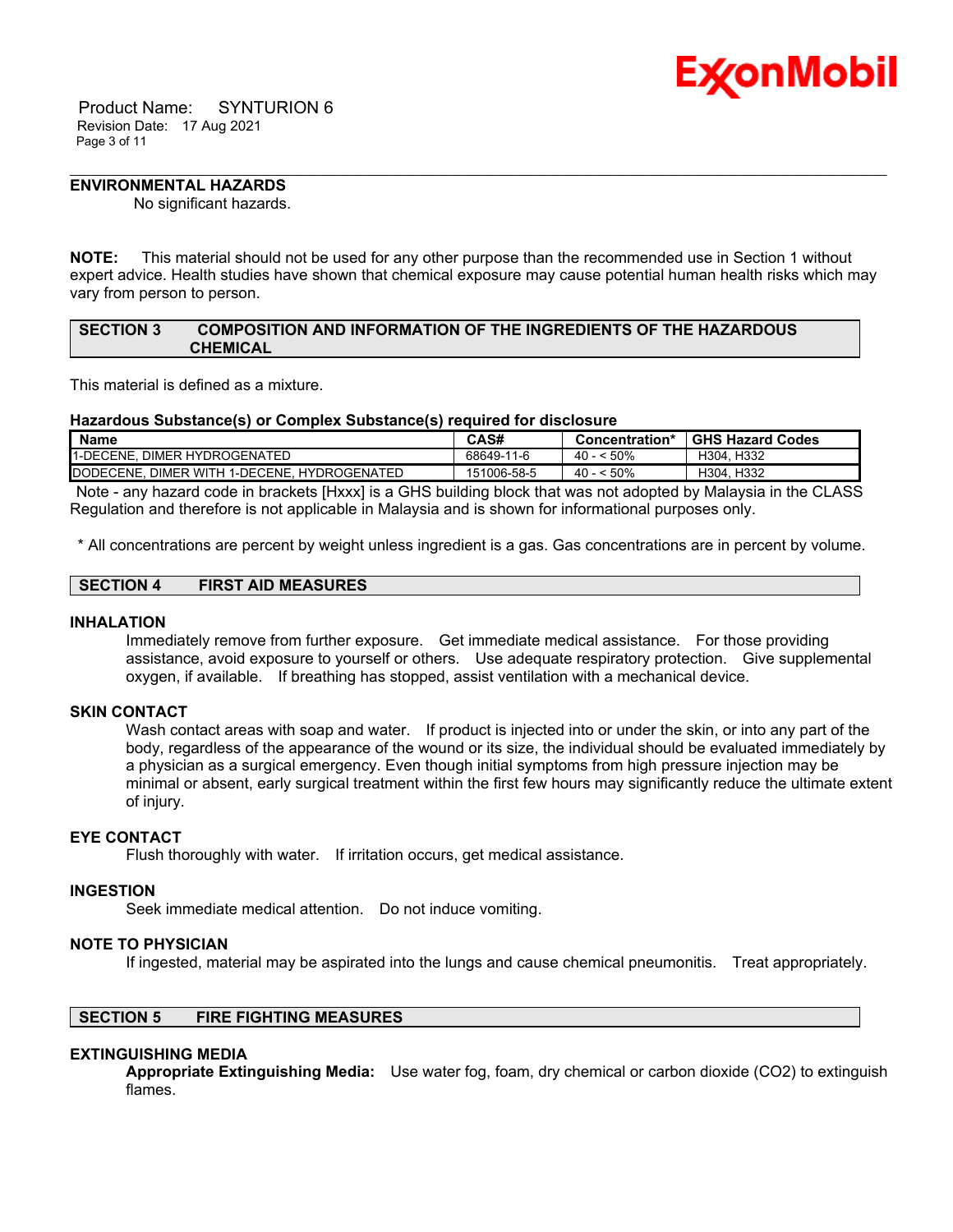## ENVIRONMENTAL HAZARDS

No significant hazards.

**NOTE:** This material should not be used for any other purpose than the recommended use in Section 1 without expert advice. Health studies have shown that chemical exposure may cause potential human health risks which may vary from person to person.

## SECTION 3 COMPOSITION AND INFORMATION OF THE INGREDIENTS OF THE HAZARDOUS CHEMICAL

This material is defined as a mixture.

**Hazardous Substance(s) or Complex Substance(s) required for disclosure**

| Name | CAS# | Concentration* | GHS Hazard Codes |
|---|---|---|---|
| 1-DECENE, DIMER HYDROGENATED | 68649-11-6 | 40 - < 50% | H304, H332 |
| DODECENE, DIMER WITH 1-DECENE, HYDROGENATED | 151006-58-5 | 40 - < 50% | H304, H332 |

Note - any hazard code in brackets [Hxxx] is a GHS building block that was not adopted by Malaysia in the CLASS Regulation and therefore is not applicable in Malaysia and is shown for informational purposes only.

* All concentrations are percent by weight unless ingredient is a gas. Gas concentrations are in percent by volume.

## SECTION 4 FIRST AID MEASURES

### INHALATION

Immediately remove from further exposure. Get immediate medical assistance. For those providing assistance, avoid exposure to yourself or others. Use adequate respiratory protection. Give supplemental oxygen, if available. If breathing has stopped, assist ventilation with a mechanical device.

### SKIN CONTACT

Wash contact areas with soap and water. If product is injected into or under the skin, or into any part of the body, regardless of the appearance of the wound or its size, the individual should be evaluated immediately by a physician as a surgical emergency. Even though initial symptoms from high pressure injection may be minimal or absent, early surgical treatment within the first few hours may significantly reduce the ultimate extent of injury.

### EYE CONTACT

Flush thoroughly with water. If irritation occurs, get medical assistance.

### INGESTION

Seek immediate medical attention. Do not induce vomiting.

### NOTE TO PHYSICIAN

If ingested, material may be aspirated into the lungs and cause chemical pneumonitis. Treat appropriately.

## SECTION 5 FIRE FIGHTING MEASURES

### EXTINGUISHING MEDIA

**Appropriate Extinguishing Media:** Use water fog, foam, dry chemical or carbon dioxide ($CO_2$) to extinguish flames.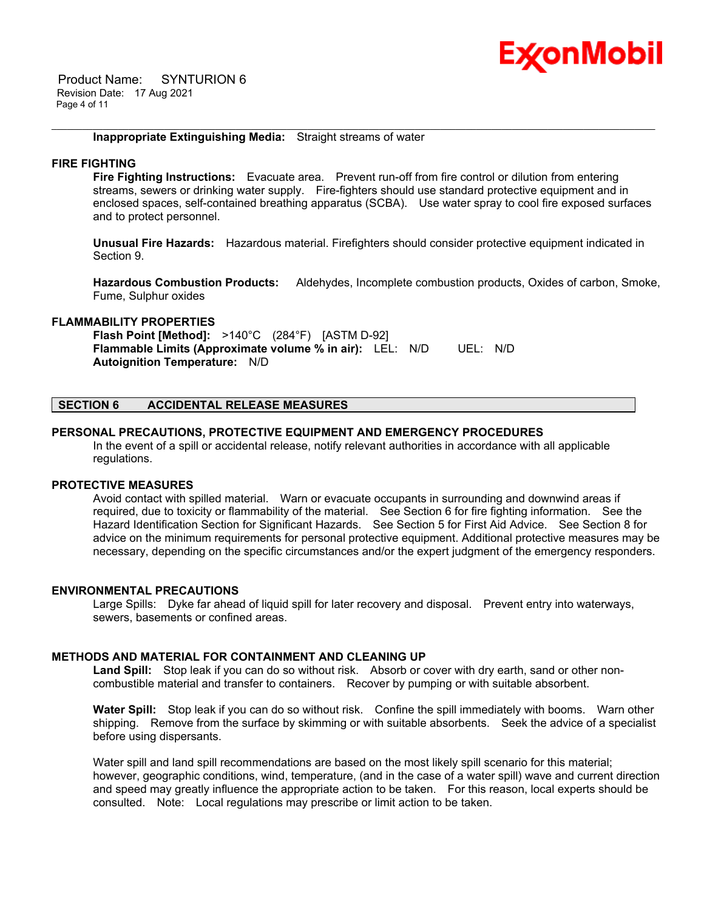**Inappropriate Extinguishing Media:** Straight streams of water

### FIRE FIGHTING

**Fire Fighting Instructions:** Evacuate area. Prevent run-off from fire control or dilution from entering streams, sewers or drinking water supply. Fire-fighters should use standard protective equipment and in enclosed spaces, self-contained breathing apparatus (SCBA). Use water spray to cool fire exposed surfaces and to protect personnel.

**Unusual Fire Hazards:** Hazardous material. Firefighters should consider protective equipment indicated in Section 9.

**Hazardous Combustion Products:** Aldehydes, Incomplete combustion products, Oxides of carbon, Smoke, Fume, Sulphur oxides

### FLAMMABILITY PROPERTIES

**Flash Point [Method]:** >140°C (284°F) [ASTM D-92]
**Flammable Limits (Approximate volume % in air):** LEL: N/D UEL: N/D
**Autoignition Temperature:** N/D

## SECTION 6 ACCIDENTAL RELEASE MEASURES

### PERSONAL PRECAUTIONS, PROTECTIVE EQUIPMENT AND EMERGENCY PROCEDURES

In the event of a spill or accidental release, notify relevant authorities in accordance with all applicable regulations.

### PROTECTIVE MEASURES

Avoid contact with spilled material. Warn or evacuate occupants in surrounding and downwind areas if required, due to toxicity or flammability of the material. See Section 6 for fire fighting information. See the Hazard Identification Section for Significant Hazards. See Section 5 for First Aid Advice. See Section 8 for advice on the minimum requirements for personal protective equipment. Additional protective measures may be necessary, depending on the specific circumstances and/or the expert judgment of the emergency responders.

### ENVIRONMENTAL PRECAUTIONS

Large Spills: Dyke far ahead of liquid spill for later recovery and disposal. Prevent entry into waterways, sewers, basements or confined areas.

### METHODS AND MATERIAL FOR CONTAINMENT AND CLEANING UP

**Land Spill:** Stop leak if you can do so without risk. Absorb or cover with dry earth, sand or other non-combustible material and transfer to containers. Recover by pumping or with suitable absorbent.

**Water Spill:** Stop leak if you can do so without risk. Confine the spill immediately with booms. Warn other shipping. Remove from the surface by skimming or with suitable absorbents. Seek the advice of a specialist before using dispersants.

Water spill and land spill recommendations are based on the most likely spill scenario for this material; however, geographic conditions, wind, temperature, (and in the case of a water spill) wave and current direction and speed may greatly influence the appropriate action to be taken. For this reason, local experts should be consulted. Note: Local regulations may prescribe or limit action to be taken.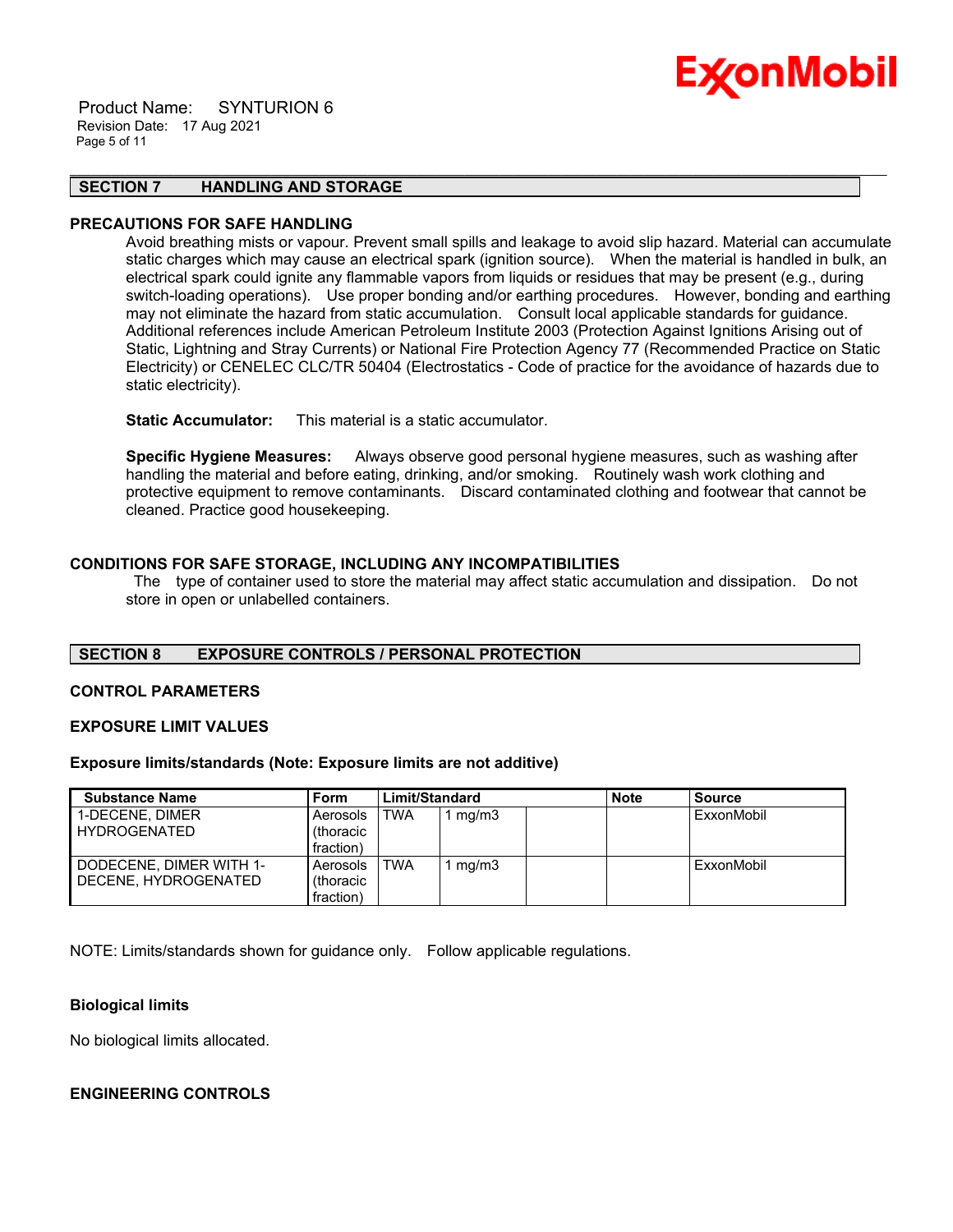## SECTION 7 HANDLING AND STORAGE

### PRECAUTIONS FOR SAFE HANDLING

Avoid breathing mists or vapour. Prevent small spills and leakage to avoid slip hazard. Material can accumulate static charges which may cause an electrical spark (ignition source). When the material is handled in bulk, an electrical spark could ignite any flammable vapors from liquids or residues that may be present (e.g., during switch-loading operations). Use proper bonding and/or earthing procedures. However, bonding and earthing may not eliminate the hazard from static accumulation. Consult local applicable standards for guidance. Additional references include American Petroleum Institute 2003 (Protection Against Ignitions Arising out of Static, Lightning and Stray Currents) or National Fire Protection Agency 77 (Recommended Practice on Static Electricity) or CENELEC CLC/TR 50404 (Electrostatics - Code of practice for the avoidance of hazards due to static electricity).

**Static Accumulator:** This material is a static accumulator.

**Specific Hygiene Measures:** Always observe good personal hygiene measures, such as washing after handling the material and before eating, drinking, and/or smoking. Routinely wash work clothing and protective equipment to remove contaminants. Discard contaminated clothing and footwear that cannot be cleaned. Practice good housekeeping.

### CONDITIONS FOR SAFE STORAGE, INCLUDING ANY INCOMPATIBILITIES

The type of container used to store the material may affect static accumulation and dissipation. Do not store in open or unlabelled containers.

## SECTION 8 EXPOSURE CONTROLS / PERSONAL PROTECTION

### CONTROL PARAMETERS

### EXPOSURE LIMIT VALUES

**Exposure limits/standards (Note: Exposure limits are not additive)**

| Substance Name | Form | Limit/Standard | | | Note | Source |
|---|---|---|---|---|---|---|
| 1-DECENE, DIMER HYDROGENATED | Aerosols (thoracic fraction) | TWA | 1 mg/m3 | | | ExxonMobil |
| DODECENE, DIMER WITH 1-DECENE, HYDROGENATED | Aerosols (thoracic fraction) | TWA | 1 mg/m3 | | | ExxonMobil |

NOTE: Limits/standards shown for guidance only. Follow applicable regulations.

### Biological limits

No biological limits allocated.

### ENGINEERING CONTROLS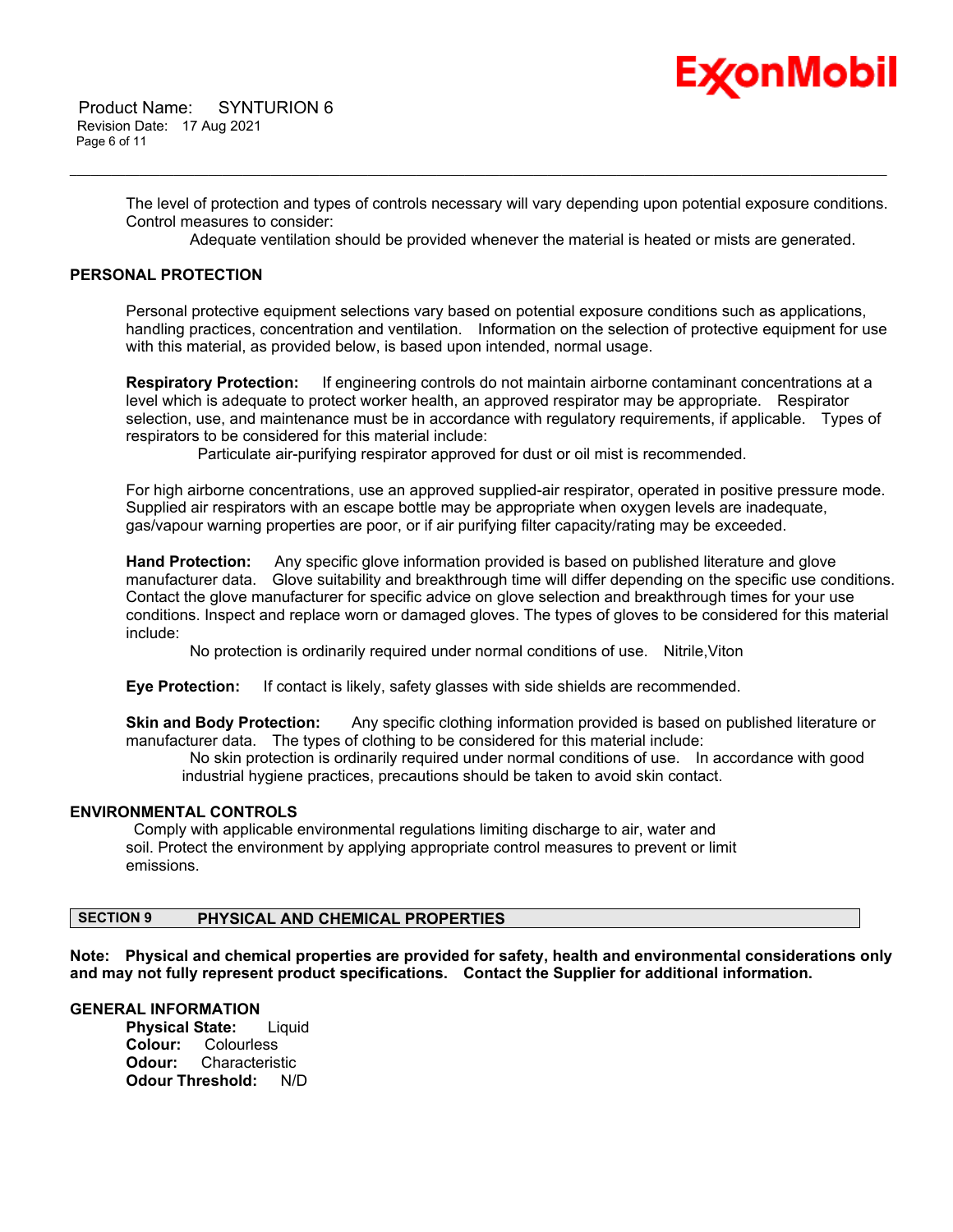The level of protection and types of controls necessary will vary depending upon potential exposure conditions. Control measures to consider:

Adequate ventilation should be provided whenever the material is heated or mists are generated.

### PERSONAL PROTECTION

Personal protective equipment selections vary based on potential exposure conditions such as applications, handling practices, concentration and ventilation. Information on the selection of protective equipment for use with this material, as provided below, is based upon intended, normal usage.

**Respiratory Protection:** If engineering controls do not maintain airborne contaminant concentrations at a level which is adequate to protect worker health, an approved respirator may be appropriate. Respirator selection, use, and maintenance must be in accordance with regulatory requirements, if applicable. Types of respirators to be considered for this material include:

Particulate air-purifying respirator approved for dust or oil mist is recommended.

For high airborne concentrations, use an approved supplied-air respirator, operated in positive pressure mode. Supplied air respirators with an escape bottle may be appropriate when oxygen levels are inadequate, gas/vapour warning properties are poor, or if air purifying filter capacity/rating may be exceeded.

**Hand Protection:** Any specific glove information provided is based on published literature and glove manufacturer data. Glove suitability and breakthrough time will differ depending on the specific use conditions. Contact the glove manufacturer for specific advice on glove selection and breakthrough times for your use conditions. Inspect and replace worn or damaged gloves. The types of gloves to be considered for this material include:

No protection is ordinarily required under normal conditions of use. Nitrile,Viton

**Eye Protection:** If contact is likely, safety glasses with side shields are recommended.

**Skin and Body Protection:** Any specific clothing information provided is based on published literature or manufacturer data. The types of clothing to be considered for this material include:

No skin protection is ordinarily required under normal conditions of use. In accordance with good industrial hygiene practices, precautions should be taken to avoid skin contact.

### ENVIRONMENTAL CONTROLS

Comply with applicable environmental regulations limiting discharge to air, water and soil. Protect the environment by applying appropriate control measures to prevent or limit emissions.

## SECTION 9 PHYSICAL AND CHEMICAL PROPERTIES

**Note: Physical and chemical properties are provided for safety, health and environmental considerations only and may not fully represent product specifications. Contact the Supplier for additional information.**

### GENERAL INFORMATION

**Physical State:** Liquid
**Colour:** Colourless
**Odour:** Characteristic
**Odour Threshold:** N/D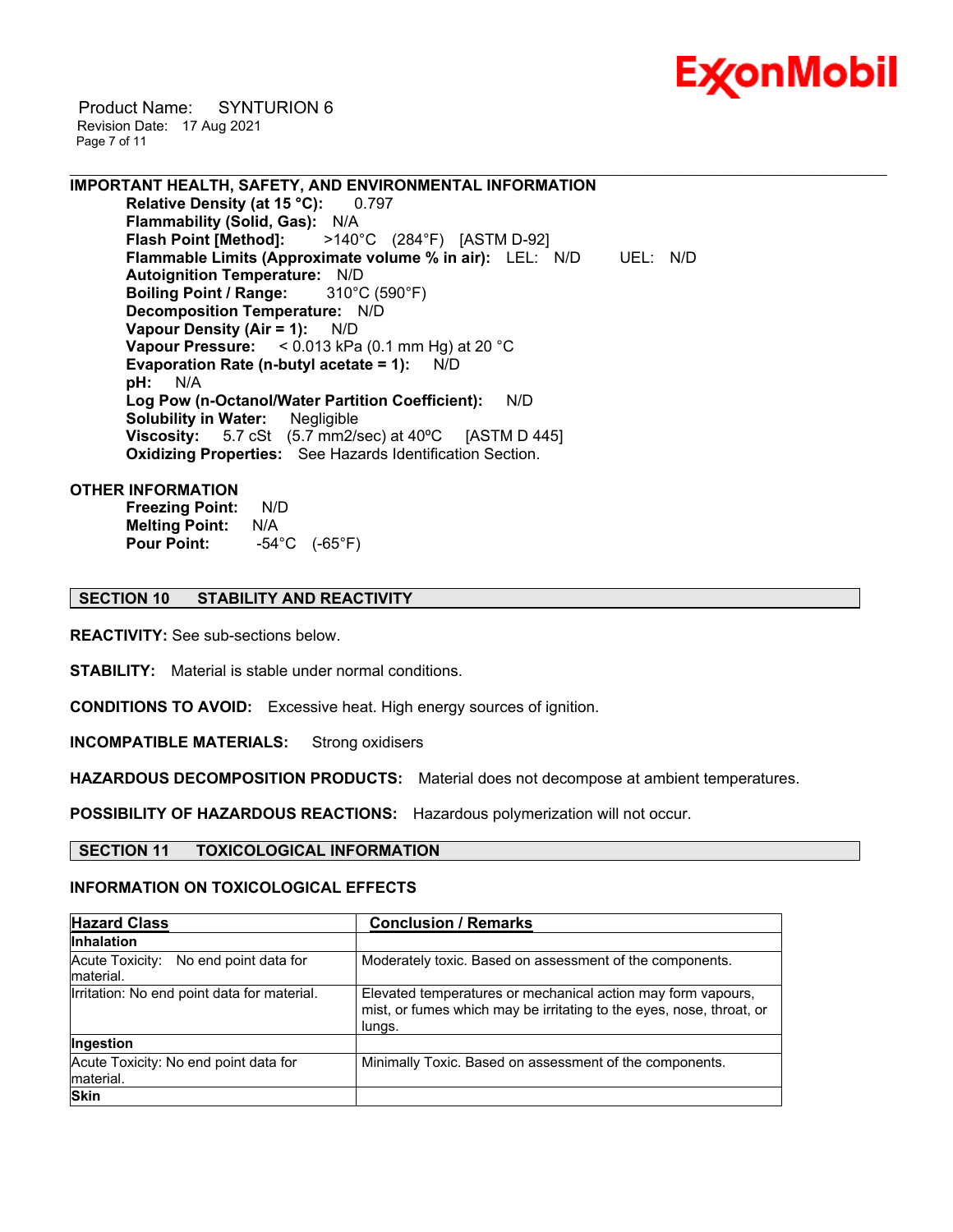**IMPORTANT HEALTH, SAFETY, AND ENVIRONMENTAL INFORMATION**

**Relative Density (at 15 °C):** 0.797
**Flammability (Solid, Gas):** N/A
**Flash Point [Method]:** >140°C (284°F) [ASTM D-92]
**Flammable Limits (Approximate volume % in air):** LEL: N/D UEL: N/D
**Autoignition Temperature:** N/D
**Boiling Point / Range:** 310°C (590°F)
**Decomposition Temperature:** N/D
**Vapour Density (Air = 1):** N/D
**Vapour Pressure:** < 0.013 kPa (0.1 mm Hg) at 20 °C
**Evaporation Rate (n-butyl acetate = 1):** N/D
**pH:** N/A
**Log Pow (n-Octanol/Water Partition Coefficient):** N/D
**Solubility in Water:** Negligible
**Viscosity:** 5.7 cSt (5.7 mm2/sec) at 40ºC [ASTM D 445]
**Oxidizing Properties:** See Hazards Identification Section.

**OTHER INFORMATION**

**Freezing Point:** N/D
**Melting Point:** N/A
**Pour Point:** -54°C (-65°F)

## SECTION 10 STABILITY AND REACTIVITY

**REACTIVITY:** See sub-sections below.

**STABILITY:** Material is stable under normal conditions.

**CONDITIONS TO AVOID:** Excessive heat. High energy sources of ignition.

**INCOMPATIBLE MATERIALS:** Strong oxidisers

**HAZARDOUS DECOMPOSITION PRODUCTS:** Material does not decompose at ambient temperatures.

**POSSIBILITY OF HAZARDOUS REACTIONS:** Hazardous polymerization will not occur.

## SECTION 11 TOXICOLOGICAL INFORMATION

**INFORMATION ON TOXICOLOGICAL EFFECTS**

| Hazard Class | Conclusion / Remarks |
|---|---|
| **Inhalation** | |
| Acute Toxicity: No end point data for material. | Moderately toxic. Based on assessment of the components. |
| Irritation: No end point data for material. | Elevated temperatures or mechanical action may form vapours, mist, or fumes which may be irritating to the eyes, nose, throat, or lungs. |
| **Ingestion** | |
| Acute Toxicity: No end point data for material. | Minimally Toxic. Based on assessment of the components. |
| **Skin** | |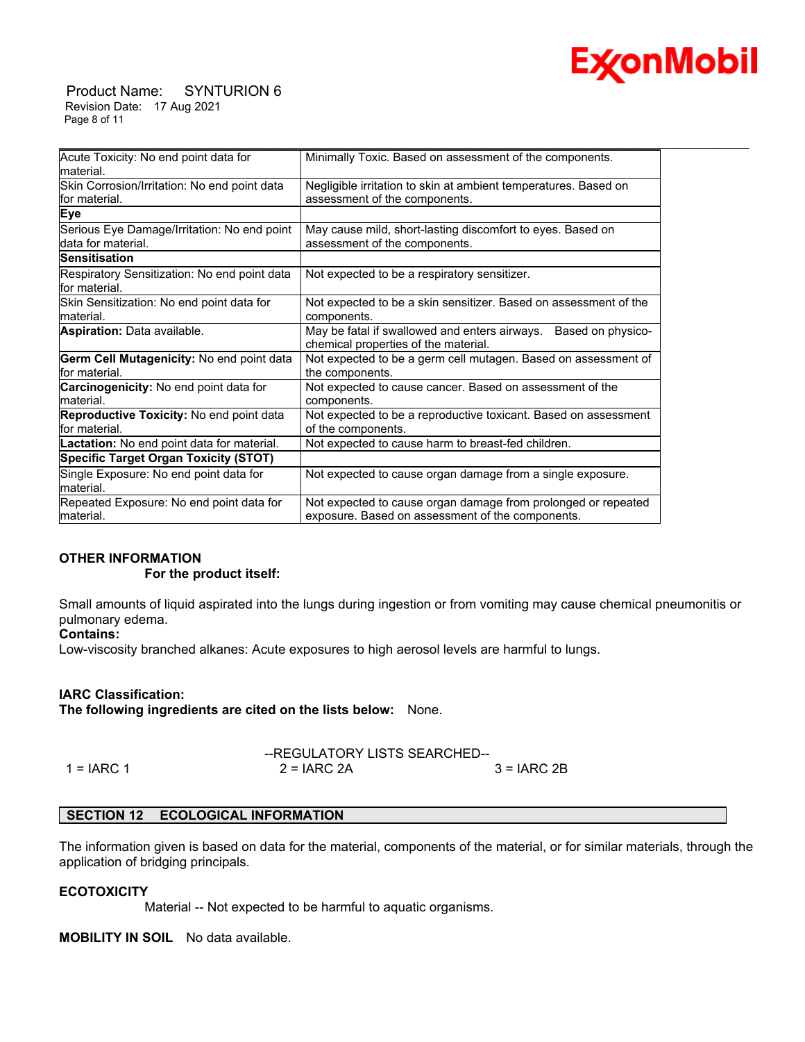| | |
|---|---|
| Acute Toxicity: No end point data for material. | Minimally Toxic. Based on assessment of the components. |
| Skin Corrosion/Irritation: No end point data for material. | Negligible irritation to skin at ambient temperatures. Based on assessment of the components. |
| **Eye** | |
| Serious Eye Damage/Irritation: No end point data for material. | May cause mild, short-lasting discomfort to eyes. Based on assessment of the components. |
| **Sensitisation** | |
| Respiratory Sensitization: No end point data for material. | Not expected to be a respiratory sensitizer. |
| Skin Sensitization: No end point data for material. | Not expected to be a skin sensitizer. Based on assessment of the components. |
| **Aspiration:** Data available. | May be fatal if swallowed and enters airways. Based on physico-chemical properties of the material. |
| **Germ Cell Mutagenicity:** No end point data for material. | Not expected to be a germ cell mutagen. Based on assessment of the components. |
| **Carcinogenicity:** No end point data for material. | Not expected to cause cancer. Based on assessment of the components. |
| **Reproductive Toxicity:** No end point data for material. | Not expected to be a reproductive toxicant. Based on assessment of the components. |
| **Lactation:** No end point data for material. | Not expected to cause harm to breast-fed children. |
| **Specific Target Organ Toxicity (STOT)** | |
| Single Exposure: No end point data for material. | Not expected to cause organ damage from a single exposure. |
| Repeated Exposure: No end point data for material. | Not expected to cause organ damage from prolonged or repeated exposure. Based on assessment of the components. |

**OTHER INFORMATION**

**For the product itself:**

Small amounts of liquid aspirated into the lungs during ingestion or from vomiting may cause chemical pneumonitis or pulmonary edema.

**Contains:**

Low-viscosity branched alkanes: Acute exposures to high aerosol levels are harmful to lungs.

**IARC Classification:**

**The following ingredients are cited on the lists below:** None.

--REGULATORY LISTS SEARCHED--

1 = IARC 1 2 = IARC 2A 3 = IARC 2B

## SECTION 12 ECOLOGICAL INFORMATION

The information given is based on data for the material, components of the material, or for similar materials, through the application of bridging principals.

**ECOTOXICITY**

Material -- Not expected to be harmful to aquatic organisms.

**MOBILITY IN SOIL** No data available.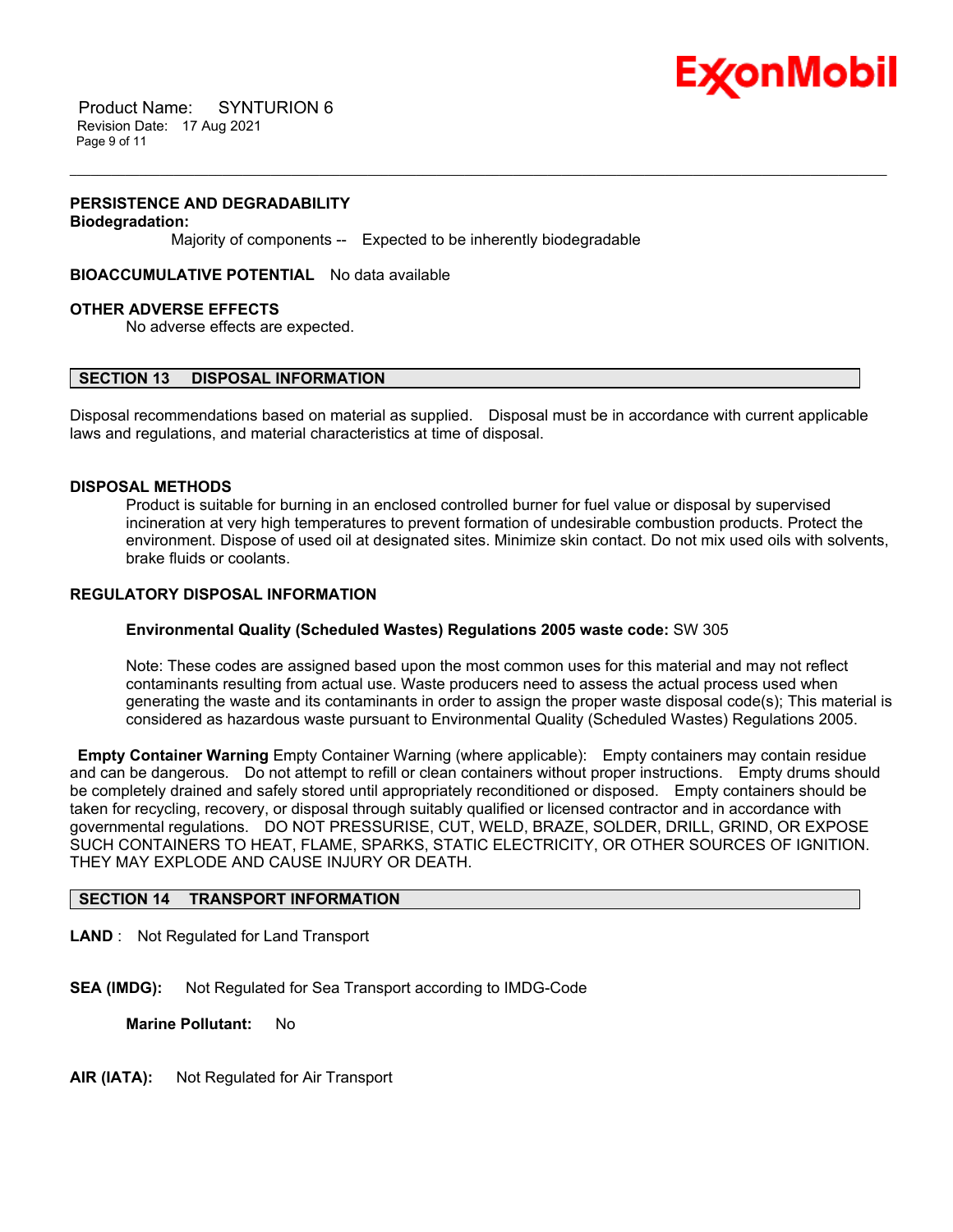**PERSISTENCE AND DEGRADABILITY**

**Biodegradation:**

Majority of components -- Expected to be inherently biodegradable

**BIOACCUMULATIVE POTENTIAL** No data available

**OTHER ADVERSE EFFECTS**

No adverse effects are expected.

## SECTION 13 DISPOSAL INFORMATION

Disposal recommendations based on material as supplied. Disposal must be in accordance with current applicable laws and regulations, and material characteristics at time of disposal.

**DISPOSAL METHODS**

Product is suitable for burning in an enclosed controlled burner for fuel value or disposal by supervised incineration at very high temperatures to prevent formation of undesirable combustion products. Protect the environment. Dispose of used oil at designated sites. Minimize skin contact. Do not mix used oils with solvents, brake fluids or coolants.

**REGULATORY DISPOSAL INFORMATION**

**Environmental Quality (Scheduled Wastes) Regulations 2005 waste code:** SW 305

Note: These codes are assigned based upon the most common uses for this material and may not reflect contaminants resulting from actual use. Waste producers need to assess the actual process used when generating the waste and its contaminants in order to assign the proper waste disposal code(s); This material is considered as hazardous waste pursuant to Environmental Quality (Scheduled Wastes) Regulations 2005.

**Empty Container Warning** Empty Container Warning (where applicable): Empty containers may contain residue and can be dangerous. Do not attempt to refill or clean containers without proper instructions. Empty drums should be completely drained and safely stored until appropriately reconditioned or disposed. Empty containers should be taken for recycling, recovery, or disposal through suitably qualified or licensed contractor and in accordance with governmental regulations. DO NOT PRESSURISE, CUT, WELD, BRAZE, SOLDER, DRILL, GRIND, OR EXPOSE SUCH CONTAINERS TO HEAT, FLAME, SPARKS, STATIC ELECTRICITY, OR OTHER SOURCES OF IGNITION. THEY MAY EXPLODE AND CAUSE INJURY OR DEATH.

## SECTION 14 TRANSPORT INFORMATION

**LAND** : Not Regulated for Land Transport

**SEA (IMDG):** Not Regulated for Sea Transport according to IMDG-Code

**Marine Pollutant:** No

**AIR (IATA):** Not Regulated for Air Transport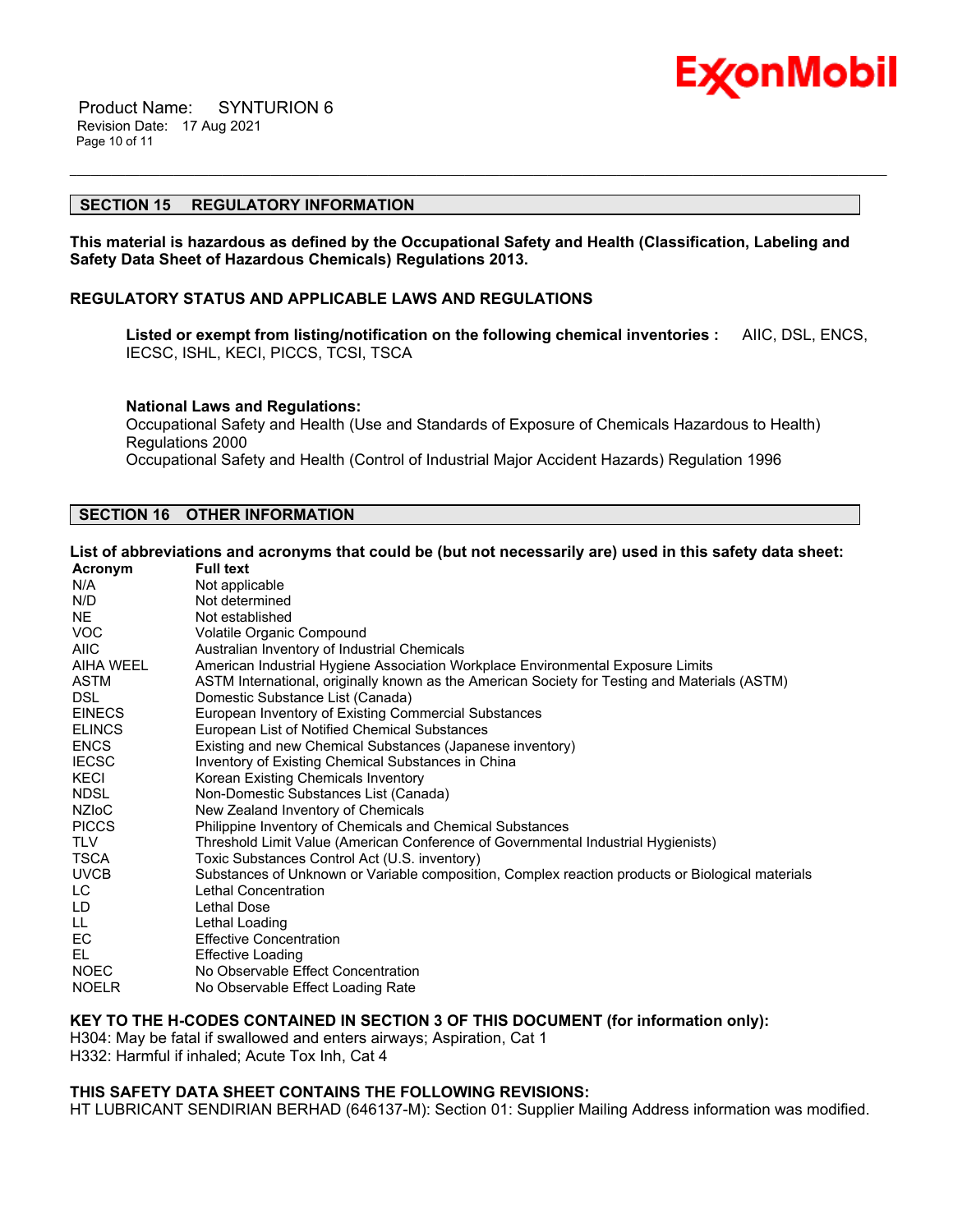## SECTION 15 REGULATORY INFORMATION

**This material is hazardous as defined by the Occupational Safety and Health (Classification, Labeling and Safety Data Sheet of Hazardous Chemicals) Regulations 2013.**

**REGULATORY STATUS AND APPLICABLE LAWS AND REGULATIONS**

**Listed or exempt from listing/notification on the following chemical inventories :** AIIC, DSL, ENCS, IECSC, ISHL, KECI, PICCS, TCSI, TSCA

**National Laws and Regulations:**
Occupational Safety and Health (Use and Standards of Exposure of Chemicals Hazardous to Health) Regulations 2000
Occupational Safety and Health (Control of Industrial Major Accident Hazards) Regulation 1996

## SECTION 16 OTHER INFORMATION

**List of abbreviations and acronyms that could be (but not necessarily are) used in this safety data sheet:**

| Acronym | Full text |
|---|---|
| N/A | Not applicable |
| N/D | Not determined |
| NE | Not established |
| VOC | Volatile Organic Compound |
| AIIC | Australian Inventory of Industrial Chemicals |
| AIHA WEEL | American Industrial Hygiene Association Workplace Environmental Exposure Limits |
| ASTM | ASTM International, originally known as the American Society for Testing and Materials (ASTM) |
| DSL | Domestic Substance List (Canada) |
| EINECS | European Inventory of Existing Commercial Substances |
| ELINCS | European List of Notified Chemical Substances |
| ENCS | Existing and new Chemical Substances (Japanese inventory) |
| IECSC | Inventory of Existing Chemical Substances in China |
| KECI | Korean Existing Chemicals Inventory |
| NDSL | Non-Domestic Substances List (Canada) |
| NZIoC | New Zealand Inventory of Chemicals |
| PICCS | Philippine Inventory of Chemicals and Chemical Substances |
| TLV | Threshold Limit Value (American Conference of Governmental Industrial Hygienists) |
| TSCA | Toxic Substances Control Act (U.S. inventory) |
| UVCB | Substances of Unknown or Variable composition, Complex reaction products or Biological materials |
| LC | Lethal Concentration |
| LD | Lethal Dose |
| LL | Lethal Loading |
| EC | Effective Concentration |
| EL | Effective Loading |
| NOEC | No Observable Effect Concentration |
| NOELR | No Observable Effect Loading Rate |

**KEY TO THE H-CODES CONTAINED IN SECTION 3 OF THIS DOCUMENT (for information only):**
H304: May be fatal if swallowed and enters airways; Aspiration, Cat 1
H332: Harmful if inhaled; Acute Tox Inh, Cat 4

**THIS SAFETY DATA SHEET CONTAINS THE FOLLOWING REVISIONS:**
HT LUBRICANT SENDIRIAN BERHAD (646137-M): Section 01: Supplier Mailing Address information was modified.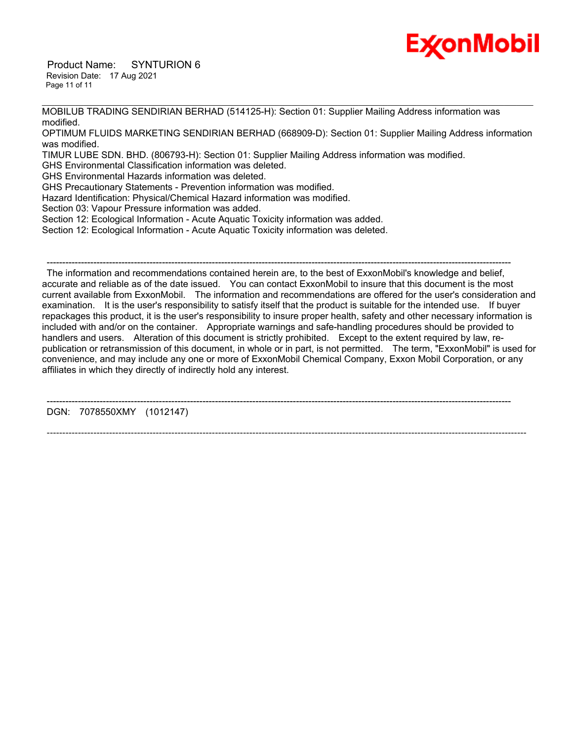MOBILUB TRADING SENDIRIAN BERHAD (514125-H): Section 01: Supplier Mailing Address information was modified.
OPTIMUM FLUIDS MARKETING SENDIRIAN BERHAD (668909-D): Section 01: Supplier Mailing Address information was modified.
TIMUR LUBE SDN. BHD. (806793-H): Section 01: Supplier Mailing Address information was modified.
GHS Environmental Classification information was deleted.
GHS Environmental Hazards information was deleted.
GHS Precautionary Statements - Prevention information was modified.
Hazard Identification: Physical/Chemical Hazard information was modified.
Section 03: Vapour Pressure information was added.
Section 12: Ecological Information - Acute Aquatic Toxicity information was added.
Section 12: Ecological Information - Acute Aquatic Toxicity information was deleted.

-----------------------------------------------------------------------------------------------------------------------------------------------

The information and recommendations contained herein are, to the best of ExxonMobil's knowledge and belief, accurate and reliable as of the date issued. You can contact ExxonMobil to insure that this document is the most current available from ExxonMobil. The information and recommendations are offered for the user's consideration and examination. It is the user's responsibility to satisfy itself that the product is suitable for the intended use. If buyer repackages this product, it is the user's responsibility to insure proper health, safety and other necessary information is included with and/or on the container. Appropriate warnings and safe-handling procedures should be provided to handlers and users. Alteration of this document is strictly prohibited. Except to the extent required by law, re-publication or retransmission of this document, in whole or in part, is not permitted. The term, "ExxonMobil" is used for convenience, and may include any one or more of ExxonMobil Chemical Company, Exxon Mobil Corporation, or any affiliates in which they directly of indirectly hold any interest.

-----------------------------------------------------------------------------------------------------------------------------------------------

DGN: 7078550XMY (1012147)

-----------------------------------------------------------------------------------------------------------------------------------------------